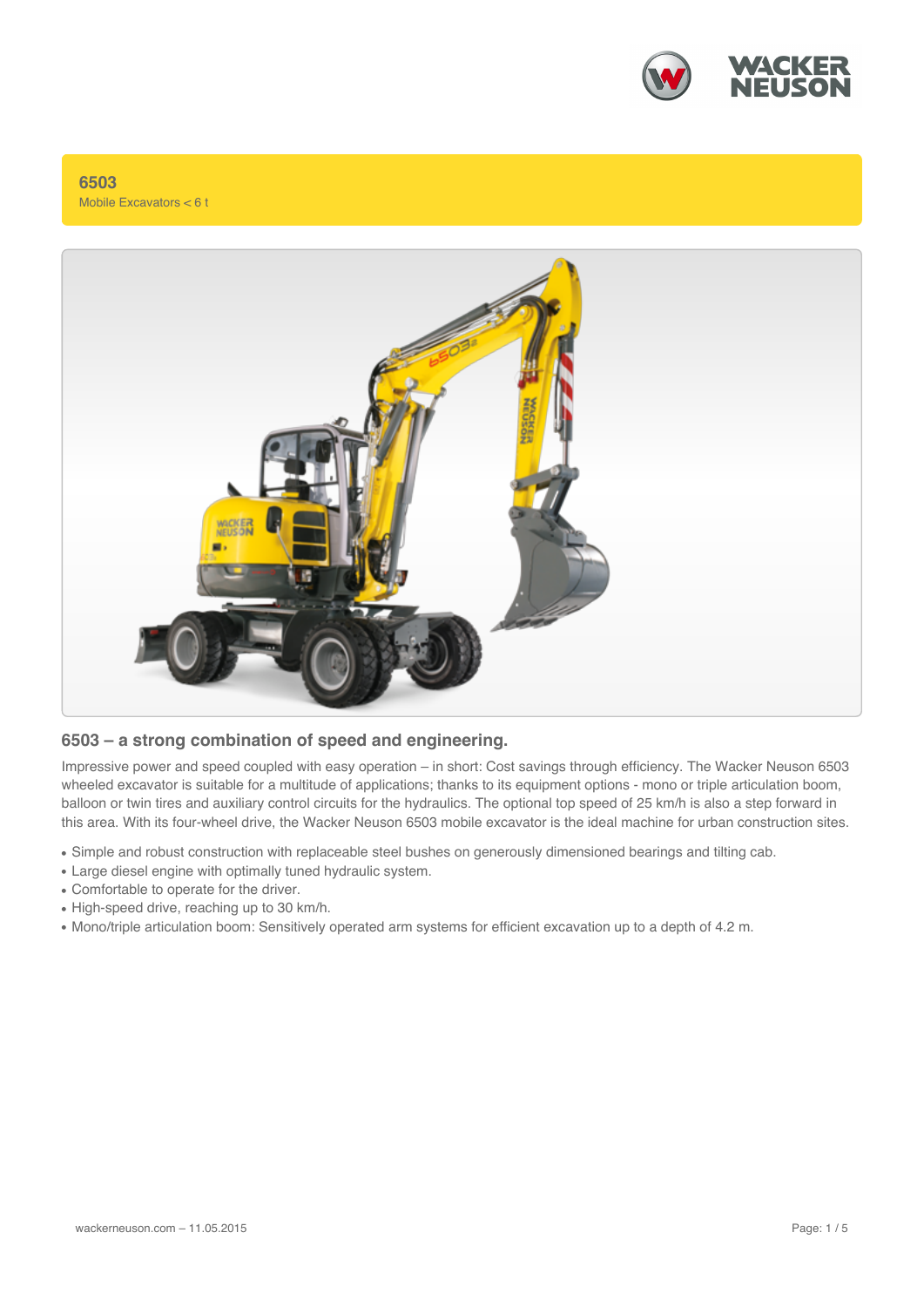# 6503

Mobile Excavators < 6 t

## 6503 – a strong combination of speed and engineering.

Impressive power and speed coupled with easy operation – in short: Cost savings through efficiency. The Wacker Neuson 6503 wheeled excavator is suitable for a multitude of applications; thanks to its equipment options - mono or triple articulation boom, balloon or twin tires and auxiliary control circuits for the hydraulics. The optional top speed of 25 km/h is also a step forward in this area. With its four-wheel drive, the Wacker Neuson 6503 mobile excavator is the ideal machine for urban construction sites.

- Simple and robust construction with replaceable steel bushes on generously dimensioned bearings and tilting cab.
- Large diesel engine with optimally tuned hydraulic system.
- Comfortable to operate for the driver.
- High-speed drive, reaching up to 30 km/h.
- Mono/triple articulation boom: Sensitively operated arm systems for efficient excavation up to a depth of 4.2 m.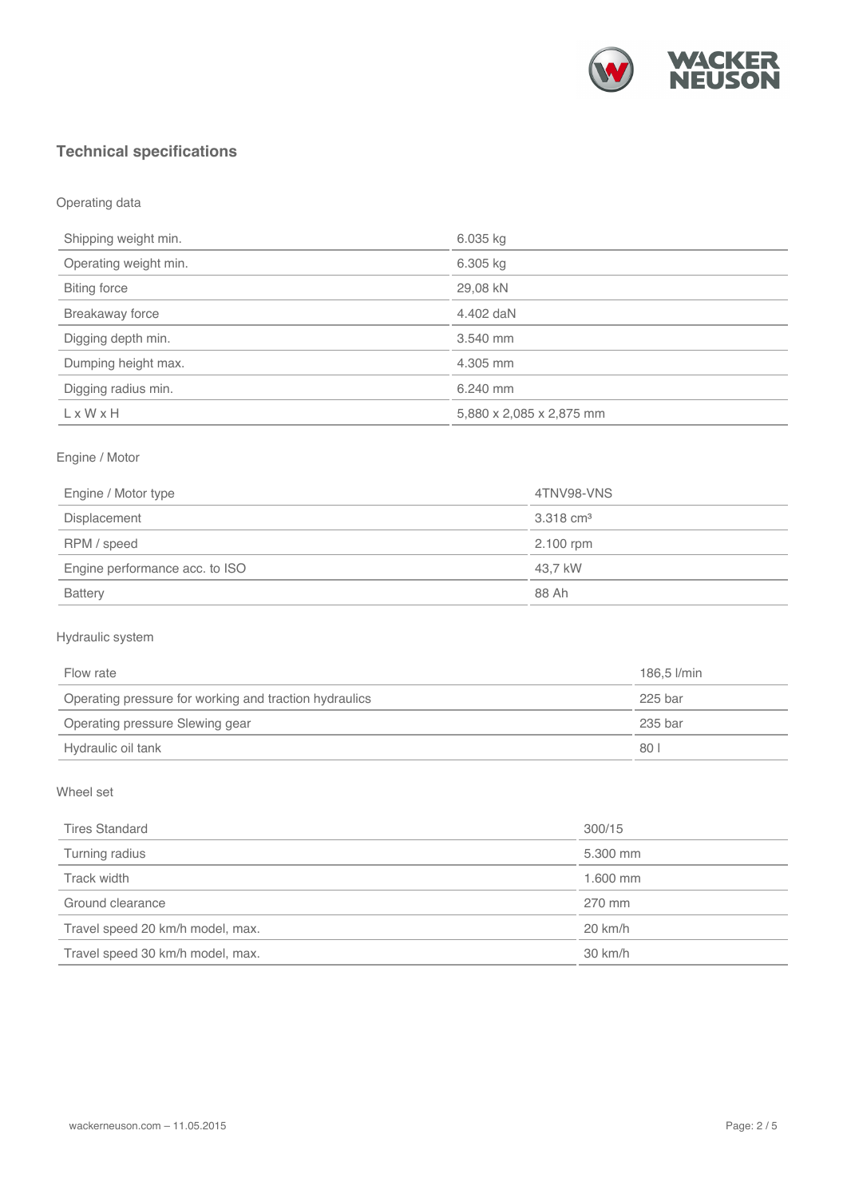## Technical specifications

### Operating data

| | |
|---|---|
| Shipping weight min. | 6.035 kg |
| Operating weight min. | 6.305 kg |
| Biting force | 29,08 kN |
| Breakaway force | 4.402 daN |
| Digging depth min. | 3.540 mm |
| Dumping height max. | 4.305 mm |
| Digging radius min. | 6.240 mm |
| L x W x H | 5,880 x 2,085 x 2,875 mm |

### Engine / Motor

| | |
|---|---|
| Engine / Motor type | 4TNV98-VNS |
| Displacement | 3.318 cm³ |
| RPM / speed | 2.100 rpm |
| Engine performance acc. to ISO | 43,7 kW |
| Battery | 88 Ah |

### Hydraulic system

| | |
|---|---|
| Flow rate | 186,5 l/min |
| Operating pressure for working and traction hydraulics | 225 bar |
| Operating pressure Slewing gear | 235 bar |
| Hydraulic oil tank | 80 l |

### Wheel set

| | |
|---|---|
| Tires Standard | 300/15 |
| Turning radius | 5.300 mm |
| Track width | 1.600 mm |
| Ground clearance | 270 mm |
| Travel speed 20 km/h model, max. | 20 km/h |
| Travel speed 30 km/h model, max. | 30 km/h |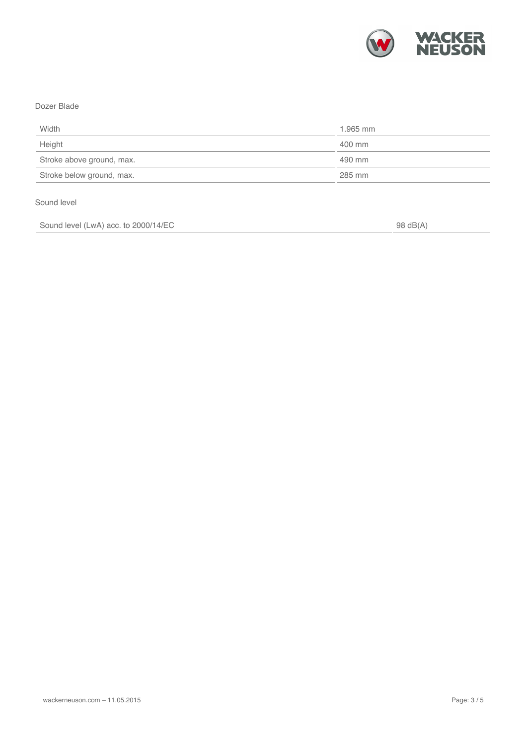## Dozer Blade

| | |
|---|---|
| Width | 1.965 mm |
| Height | 400 mm |
| Stroke above ground, max. | 490 mm |
| Stroke below ground, max. | 285 mm |

## Sound level

| | |
|---|---|
| Sound level (LwA) acc. to 2000/14/EC | 98 dB(A) |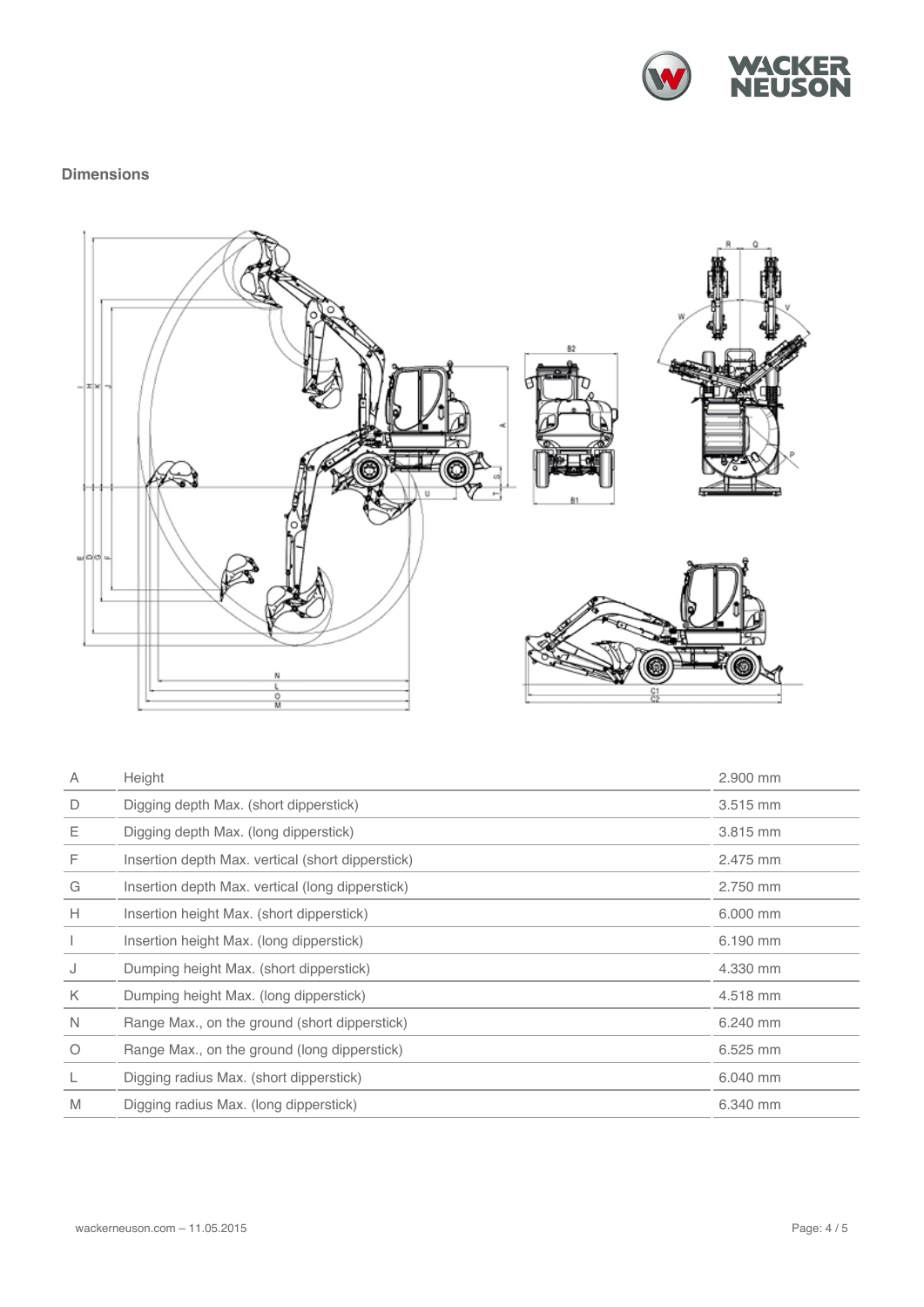## Dimensions

| | | |
|---|---|---|
| A | Height | 2.900 mm |
| D | Digging depth Max. (short dipperstick) | 3.515 mm |
| E | Digging depth Max. (long dipperstick) | 3.815 mm |
| F | Insertion depth Max. vertical (short dipperstick) | 2.475 mm |
| G | Insertion depth Max. vertical (long dipperstick) | 2.750 mm |
| H | Insertion height Max. (short dipperstick) | 6.000 mm |
| I | Insertion height Max. (long dipperstick) | 6.190 mm |
| J | Dumping height Max. (short dipperstick) | 4.330 mm |
| K | Dumping height Max. (long dipperstick) | 4.518 mm |
| N | Range Max., on the ground (short dipperstick) | 6.240 mm |
| O | Range Max., on the ground (long dipperstick) | 6.525 mm |
| L | Digging radius Max. (short dipperstick) | 6.040 mm |
| M | Digging radius Max. (long dipperstick) | 6.340 mm |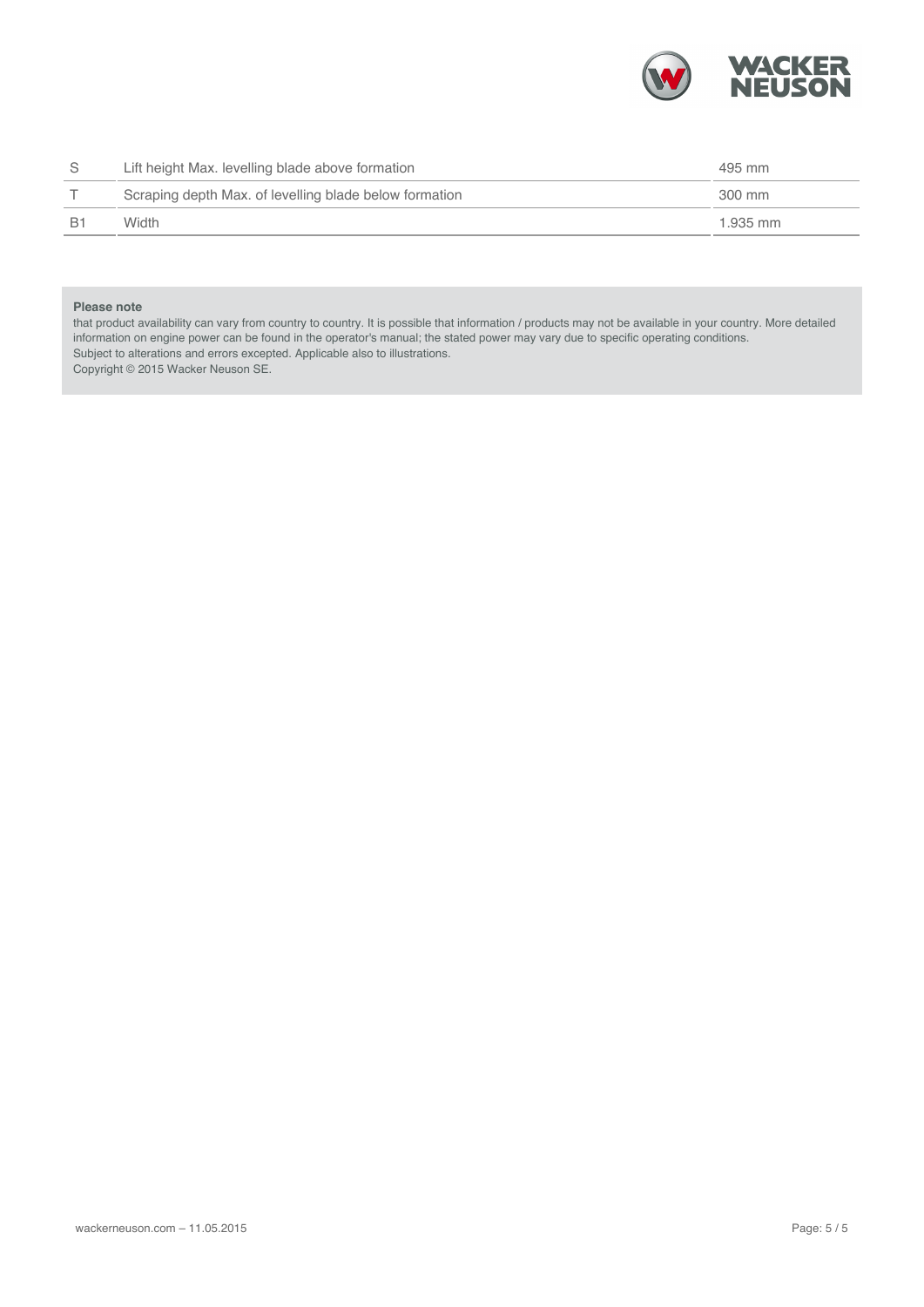| | | |
|---|---|---|
| S | Lift height Max. levelling blade above formation | 495 mm |
| T | Scraping depth Max. of levelling blade below formation | 300 mm |
| B1 | Width | 1.935 mm |

**Please note**

that product availability can vary from country to country. It is possible that information / products may not be available in your country. More detailed information on engine power can be found in the operator's manual; the stated power may vary due to specific operating conditions.
Subject to alterations and errors excepted. Applicable also to illustrations.
Copyright © 2015 Wacker Neuson SE.